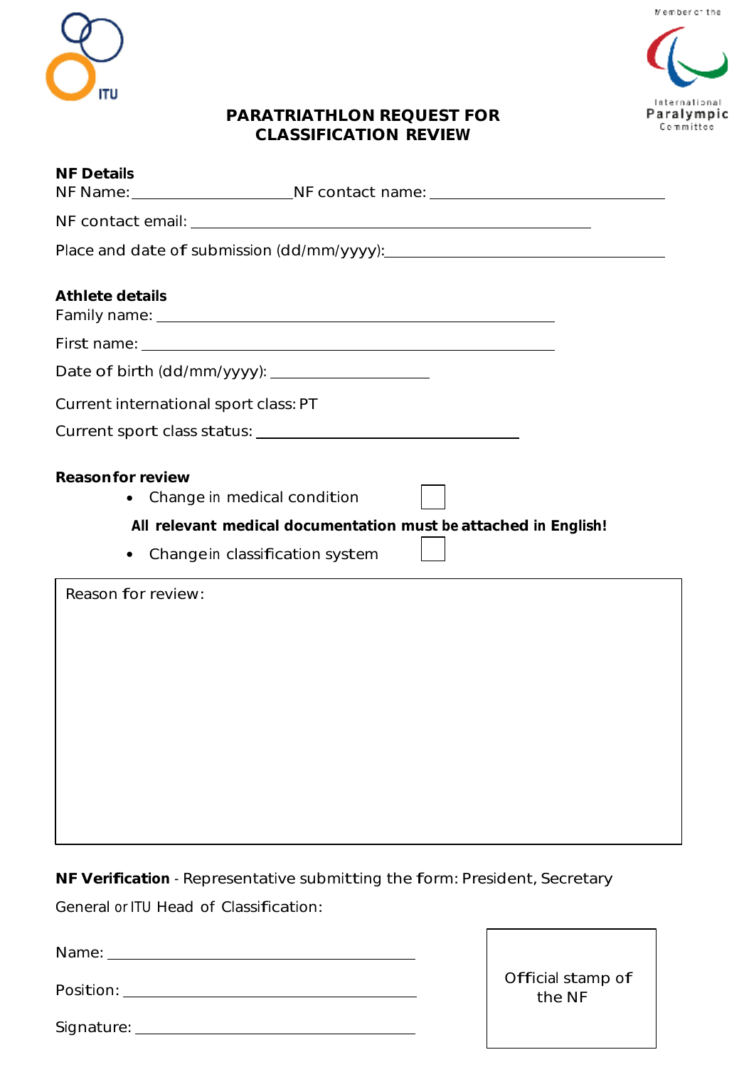# PARATRIATHLON REQUEST FOR CLASSIFICATION REVIEW

**NF Details**

NF Name: ____________________ NF contact name: ______________________________

NF contact email: ______________________________________________________

Place and date of submission (dd/mm/yyyy): ____________________________________

**Athlete details**

Family name: __________________________________________________

First name: ___________________________________________________

Date of birth (dd/mm/yyyy): ____________________

Current international sport class: PT

Current sport class status: ________________________________

**Reason for review**

- Change in medical condition ☐

**All relevant medical documentation must be attached in English!**

- Change in classification system ☐

| Reason for review: |
|---|
| |

**NF Verification** - Representative submitting the form: President, Secretary General or ITU Head of Classification:

Name: _______________________________________

Position: _____________________________________

Signature: ____________________________________

| Official stamp of the NF |
|---|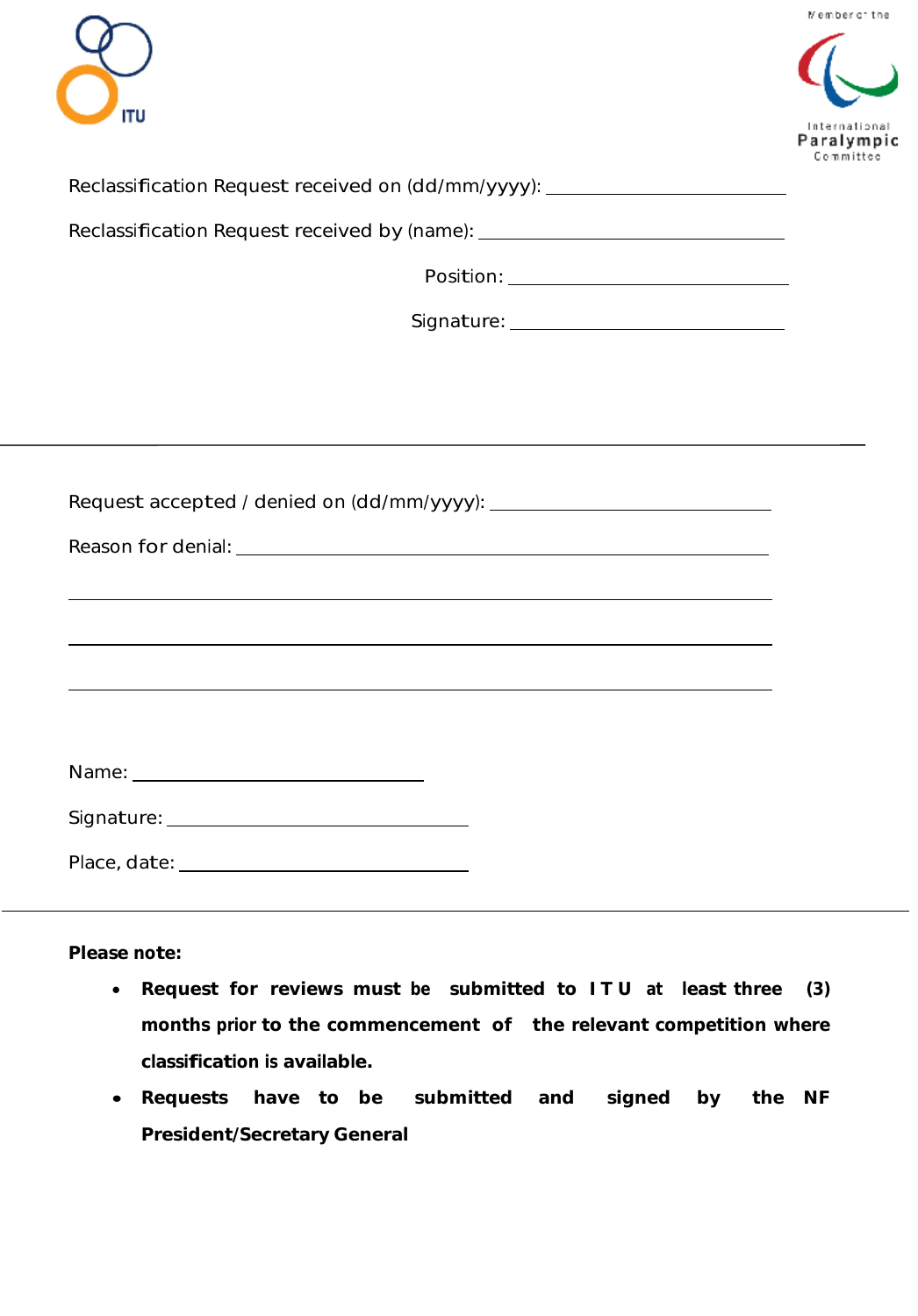Reclassification Request received on (dd/mm/yyyy): ______________________

Reclassification Request received by (name): ______________________

Position: ______________________

Signature: ______________________

---

Request accepted / denied on (dd/mm/yyyy): ______________________

Reason for denial: ______________________________________________

______________________________________________

______________________________________________

______________________________________________

Name: ______________________

Signature: ______________________

Place, date: ______________________

---

**Please note:**

- **Request for reviews must be submitted to ITU at least three (3) months prior to the commencement of the relevant competition where classification is available.**
- **Requests have to be submitted and signed by the NF President/Secretary General**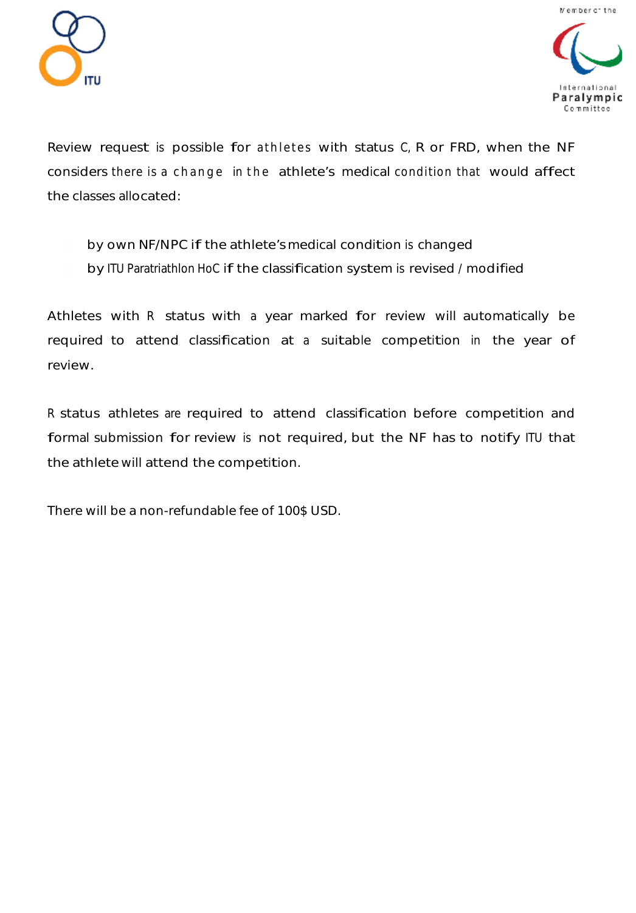Review request is possible for athletes with status C, R or FRD, when the NF considers there is a change in the athlete's medical condition that would affect the classes allocated:

- by own NF/NPC if the athlete's medical condition is changed
- by ITU Paratriathlon HoC if the classification system is revised / modified

Athletes with R status with a year marked for review will automatically be required to attend classification at a suitable competition in the year of review.

R status athletes are required to attend classification before competition and formal submission for review is not required, but the NF has to notify ITU that the athlete will attend the competition.

There will be a non-refundable fee of 100$ USD.